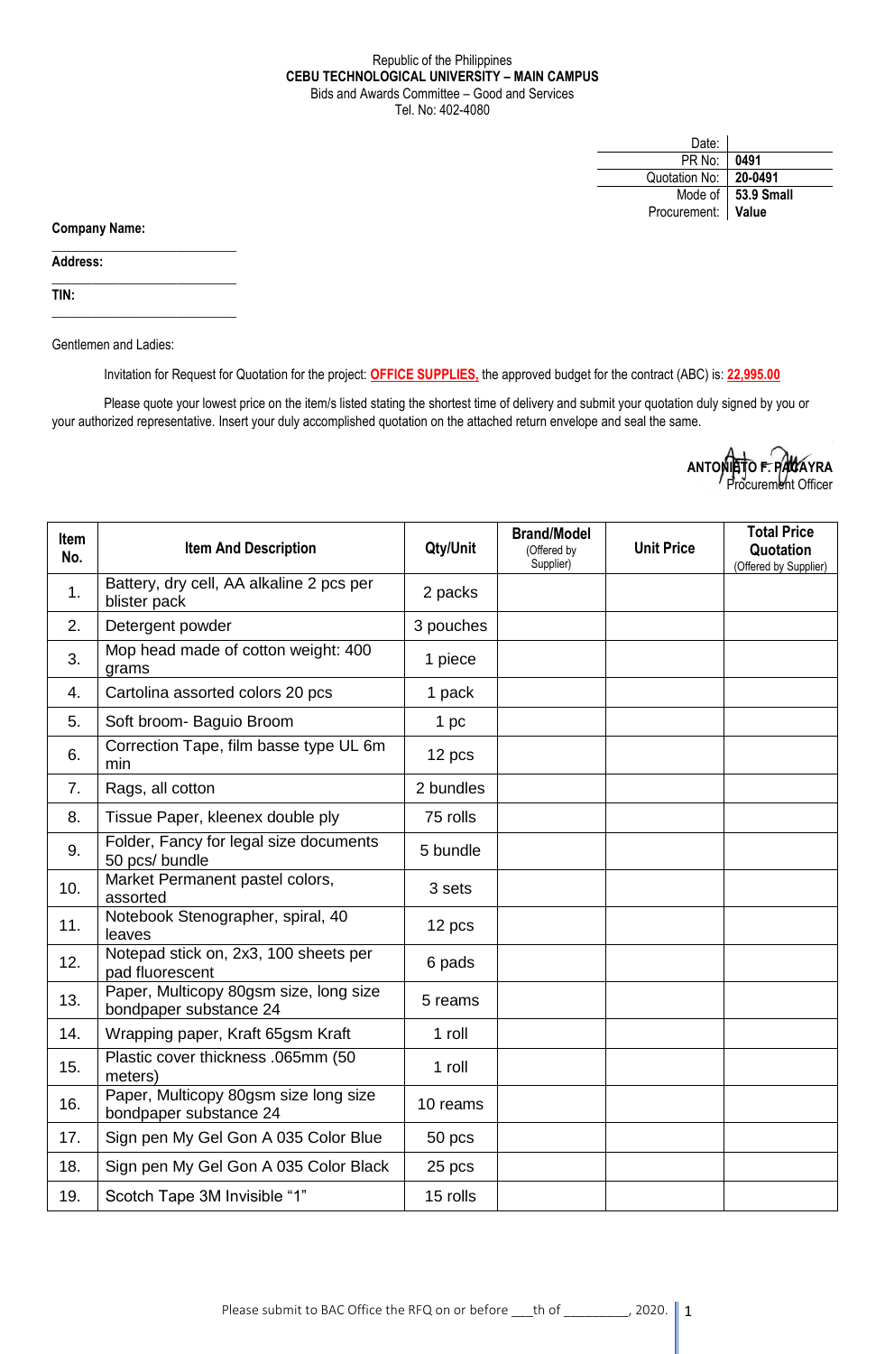Republic of the Philippines
**CEBU TECHNOLOGICAL UNIVERSITY – MAIN CAMPUS**
Bids and Awards Committee – Good and Services
Tel. No: 402-4080

| | |
|---|---|
| Date: | |
| PR No: | **0491** |
| Quotation No: | **20-0491** |
| Mode of Procurement: | **53.9 Small Value** |

**Company Name:** ___________________________

**Address:** ___________________________

**TIN:** ___________________________

Gentlemen and Ladies:

Invitation for Request for Quotation for the project: **OFFICE SUPPLIES,** the approved budget for the contract (ABC) is: **22,995.00**

Please quote your lowest price on the item/s listed stating the shortest time of delivery and submit your quotation duly signed by you or your authorized representative. Insert your duly accomplished quotation on the attached return envelope and seal the same.

**ANTONIETO F. PACAYRA**
Procurement Officer

| Item No. | Item And Description | Qty/Unit | Brand/Model (Offered by Supplier) | Unit Price | Total Price Quotation (Offered by Supplier) |
|---|---|---|---|---|---|
| 1. | Battery, dry cell, AA alkaline 2 pcs per blister pack | 2 packs | | | |
| 2. | Detergent powder | 3 pouches | | | |
| 3. | Mop head made of cotton weight: 400 grams | 1 piece | | | |
| 4. | Cartolina assorted colors 20 pcs | 1 pack | | | |
| 5. | Soft broom- Baguio Broom | 1 pc | | | |
| 6. | Correction Tape, film basse type UL 6m min | 12 pcs | | | |
| 7. | Rags, all cotton | 2 bundles | | | |
| 8. | Tissue Paper, kleenex double ply | 75 rolls | | | |
| 9. | Folder, Fancy for legal size documents 50 pcs/ bundle | 5 bundle | | | |
| 10. | Market Permanent pastel colors, assorted | 3 sets | | | |
| 11. | Notebook Stenographer, spiral, 40 leaves | 12 pcs | | | |
| 12. | Notepad stick on, 2x3, 100 sheets per pad fluorescent | 6 pads | | | |
| 13. | Paper, Multicopy 80gsm size, long size bondpaper substance 24 | 5 reams | | | |
| 14. | Wrapping paper, Kraft 65gsm Kraft | 1 roll | | | |
| 15. | Plastic cover thickness .065mm (50 meters) | 1 roll | | | |
| 16. | Paper, Multicopy 80gsm size long size bondpaper substance 24 | 10 reams | | | |
| 17. | Sign pen My Gel Gon A 035 Color Blue | 50 pcs | | | |
| 18. | Sign pen My Gel Gon A 035 Color Black | 25 pcs | | | |
| 19. | Scotch Tape 3M Invisible "1" | 15 rolls | | | |

Please submit to BAC Office the RFQ on or before ___th of _________, 2020.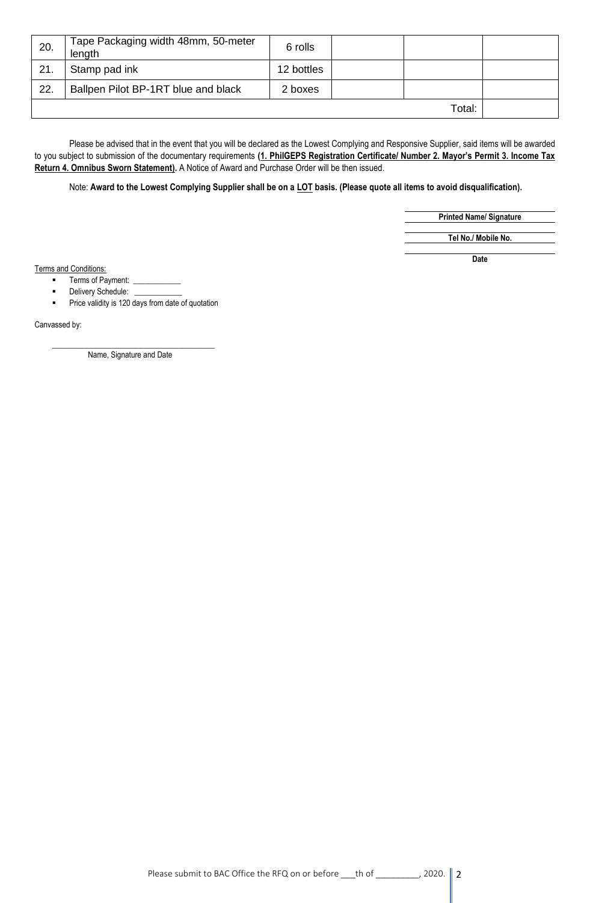| | | | | | |
|---|---|---|---|---|---|
| 20. | Tape Packaging width 48mm, 50-meter length | 6 rolls | | | |
| 21. | Stamp pad ink | 12 bottles | | | |
| 22. | Ballpen Pilot BP-1RT blue and black | 2 boxes | | | |
| | | | | Total: | |

Please be advised that in the event that you will be declared as the Lowest Complying and Responsive Supplier, said items will be awarded to you subject to submission of the documentary requirements **(1. PhilGEPS Registration Certificate/ Number 2. Mayor's Permit 3. Income Tax Return 4. Omnibus Sworn Statement).** A Notice of Award and Purchase Order will be then issued.

Note: **Award to the Lowest Complying Supplier shall be on a LOT basis. (Please quote all items to avoid disqualification).**

**Printed Name/ Signature**

**Tel No./ Mobile No.**

**Date**

Terms and Conditions:

- Terms of Payment: ___________
- Delivery Schedule: ___________
- Price validity is 120 days from date of quotation

Canvassed by:

Name, Signature and Date

Please submit to BAC Office the RFQ on or before ___th of _________, 2020.